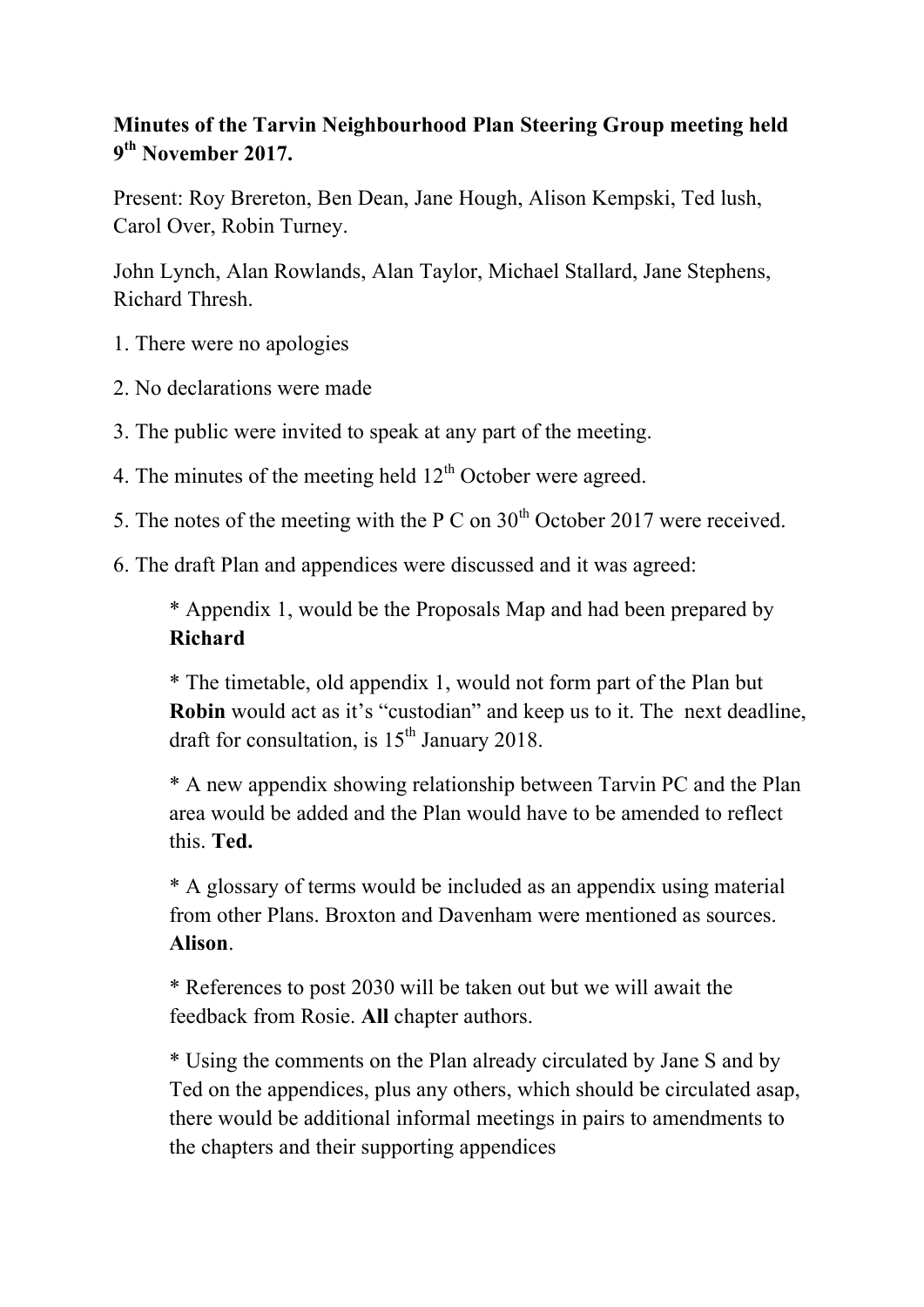**Minutes of the Tarvin Neighbourhood Plan Steering Group meeting held 9th November 2017.**

Present: Roy Brereton, Ben Dean, Jane Hough, Alison Kempski, Ted lush, Carol Over, Robin Turney.

John Lynch, Alan Rowlands, Alan Taylor, Michael Stallard, Jane Stephens, Richard Thresh.

1. There were no apologies

2. No declarations were made

3. The public were invited to speak at any part of the meeting.

4. The minutes of the meeting held 12th October were agreed.

5. The notes of the meeting with the P C on 30th October 2017 were received.

6. The draft Plan and appendices were discussed and it was agreed:

   * Appendix 1, would be the Proposals Map and had been prepared by **Richard**

   * The timetable, old appendix 1, would not form part of the Plan but **Robin** would act as it's "custodian" and keep us to it. The next deadline, draft for consultation, is 15th January 2018.

   * A new appendix showing relationship between Tarvin PC and the Plan area would be added and the Plan would have to be amended to reflect this. **Ted.**

   * A glossary of terms would be included as an appendix using material from other Plans. Broxton and Davenham were mentioned as sources. **Alison**.

   * References to post 2030 will be taken out but we will await the feedback from Rosie. **All** chapter authors.

   * Using the comments on the Plan already circulated by Jane S and by Ted on the appendices, plus any others, which should be circulated asap, there would be additional informal meetings in pairs to amendments to the chapters and their supporting appendices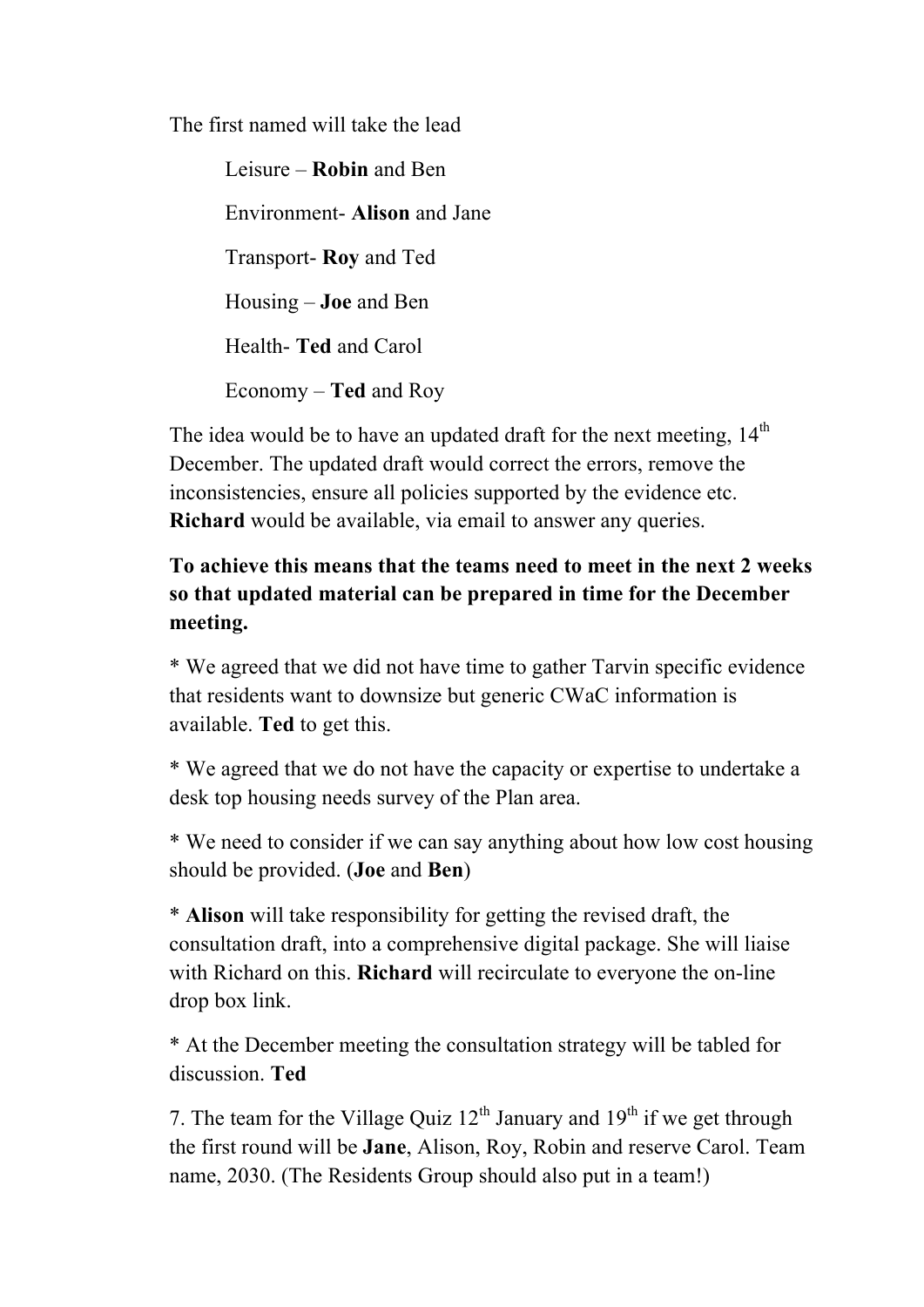The first named will take the lead

Leisure – **Robin** and Ben

Environment- **Alison** and Jane

Transport- **Roy** and Ted

Housing – **Joe** and Ben

Health- **Ted** and Carol

Economy – **Ted** and Roy

The idea would be to have an updated draft for the next meeting, 14th December. The updated draft would correct the errors, remove the inconsistencies, ensure all policies supported by the evidence etc. **Richard** would be available, via email to answer any queries.

**To achieve this means that the teams need to meet in the next 2 weeks so that updated material can be prepared in time for the December meeting.**

* We agreed that we did not have time to gather Tarvin specific evidence that residents want to downsize but generic CWaC information is available. **Ted** to get this.

* We agreed that we do not have the capacity or expertise to undertake a desk top housing needs survey of the Plan area.

* We need to consider if we can say anything about how low cost housing should be provided. (**Joe** and **Ben**)

* **Alison** will take responsibility for getting the revised draft, the consultation draft, into a comprehensive digital package. She will liaise with Richard on this. **Richard** will recirculate to everyone the on-line drop box link.

* At the December meeting the consultation strategy will be tabled for discussion. **Ted**

7. The team for the Village Quiz 12th January and 19th if we get through the first round will be **Jane**, Alison, Roy, Robin and reserve Carol. Team name, 2030. (The Residents Group should also put in a team!)